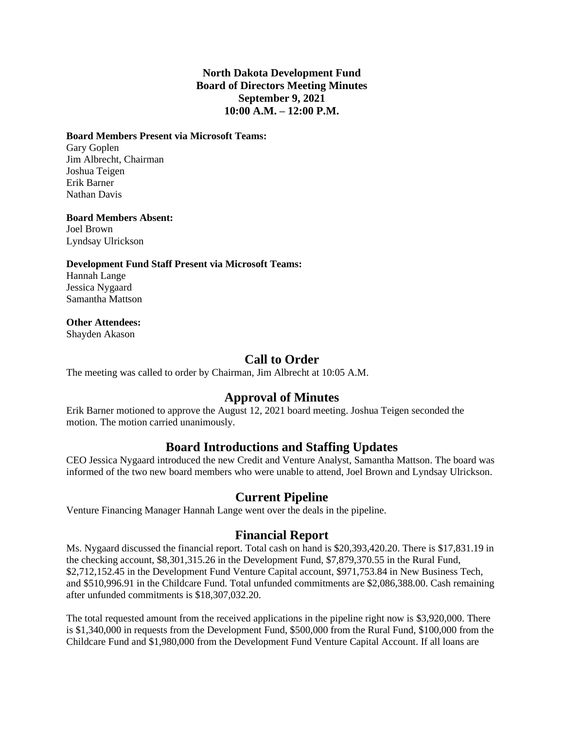**North Dakota Development Fund**
**Board of Directors Meeting Minutes**
**September 9, 2021**
**10:00 A.M. – 12:00 P.M.**

**Board Members Present via Microsoft Teams:**
Gary Goplen
Jim Albrecht, Chairman
Joshua Teigen
Erik Barner
Nathan Davis

**Board Members Absent:**
Joel Brown
Lyndsay Ulrickson

**Development Fund Staff Present via Microsoft Teams:**
Hannah Lange
Jessica Nygaard
Samantha Mattson

**Other Attendees:**
Shayden Akason

## Call to Order

The meeting was called to order by Chairman, Jim Albrecht at 10:05 A.M.

## Approval of Minutes

Erik Barner motioned to approve the August 12, 2021 board meeting. Joshua Teigen seconded the motion. The motion carried unanimously.

## Board Introductions and Staffing Updates

CEO Jessica Nygaard introduced the new Credit and Venture Analyst, Samantha Mattson. The board was informed of the two new board members who were unable to attend, Joel Brown and Lyndsay Ulrickson.

## Current Pipeline

Venture Financing Manager Hannah Lange went over the deals in the pipeline.

## Financial Report

Ms. Nygaard discussed the financial report. Total cash on hand is $20,393,420.20. There is $17,831.19 in the checking account, $8,301,315.26 in the Development Fund, $7,879,370.55 in the Rural Fund, $2,712,152.45 in the Development Fund Venture Capital account, $971,753.84 in New Business Tech, and $510,996.91 in the Childcare Fund. Total unfunded commitments are $2,086,388.00. Cash remaining after unfunded commitments is $18,307,032.20.

The total requested amount from the received applications in the pipeline right now is $3,920,000. There is $1,340,000 in requests from the Development Fund, $500,000 from the Rural Fund, $100,000 from the Childcare Fund and $1,980,000 from the Development Fund Venture Capital Account. If all loans are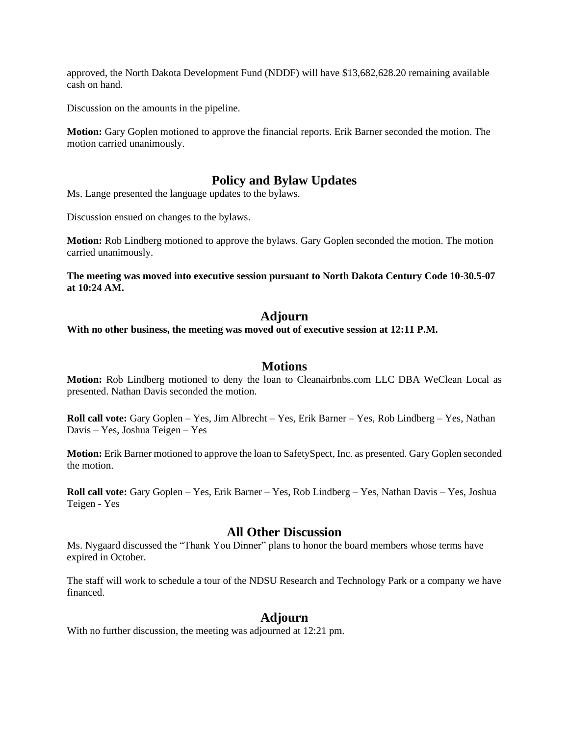approved, the North Dakota Development Fund (NDDF) will have $13,682,628.20 remaining available cash on hand.

Discussion on the amounts in the pipeline.

**Motion:** Gary Goplen motioned to approve the financial reports. Erik Barner seconded the motion. The motion carried unanimously.

## Policy and Bylaw Updates

Ms. Lange presented the language updates to the bylaws.

Discussion ensued on changes to the bylaws.

**Motion:** Rob Lindberg motioned to approve the bylaws. Gary Goplen seconded the motion. The motion carried unanimously.

**The meeting was moved into executive session pursuant to North Dakota Century Code 10-30.5-07 at 10:24 AM.**

## Adjourn

**With no other business, the meeting was moved out of executive session at 12:11 P.M.**

## Motions

**Motion:** Rob Lindberg motioned to deny the loan to Cleanairbnbs.com LLC DBA WeClean Local as presented. Nathan Davis seconded the motion.

**Roll call vote:** Gary Goplen – Yes, Jim Albrecht – Yes, Erik Barner – Yes, Rob Lindberg – Yes, Nathan Davis – Yes, Joshua Teigen – Yes

**Motion:** Erik Barner motioned to approve the loan to SafetySpect, Inc. as presented. Gary Goplen seconded the motion.

**Roll call vote:** Gary Goplen – Yes, Erik Barner – Yes, Rob Lindberg – Yes, Nathan Davis – Yes, Joshua Teigen - Yes

## All Other Discussion

Ms. Nygaard discussed the "Thank You Dinner" plans to honor the board members whose terms have expired in October.

The staff will work to schedule a tour of the NDSU Research and Technology Park or a company we have financed.

## Adjourn

With no further discussion, the meeting was adjourned at 12:21 pm.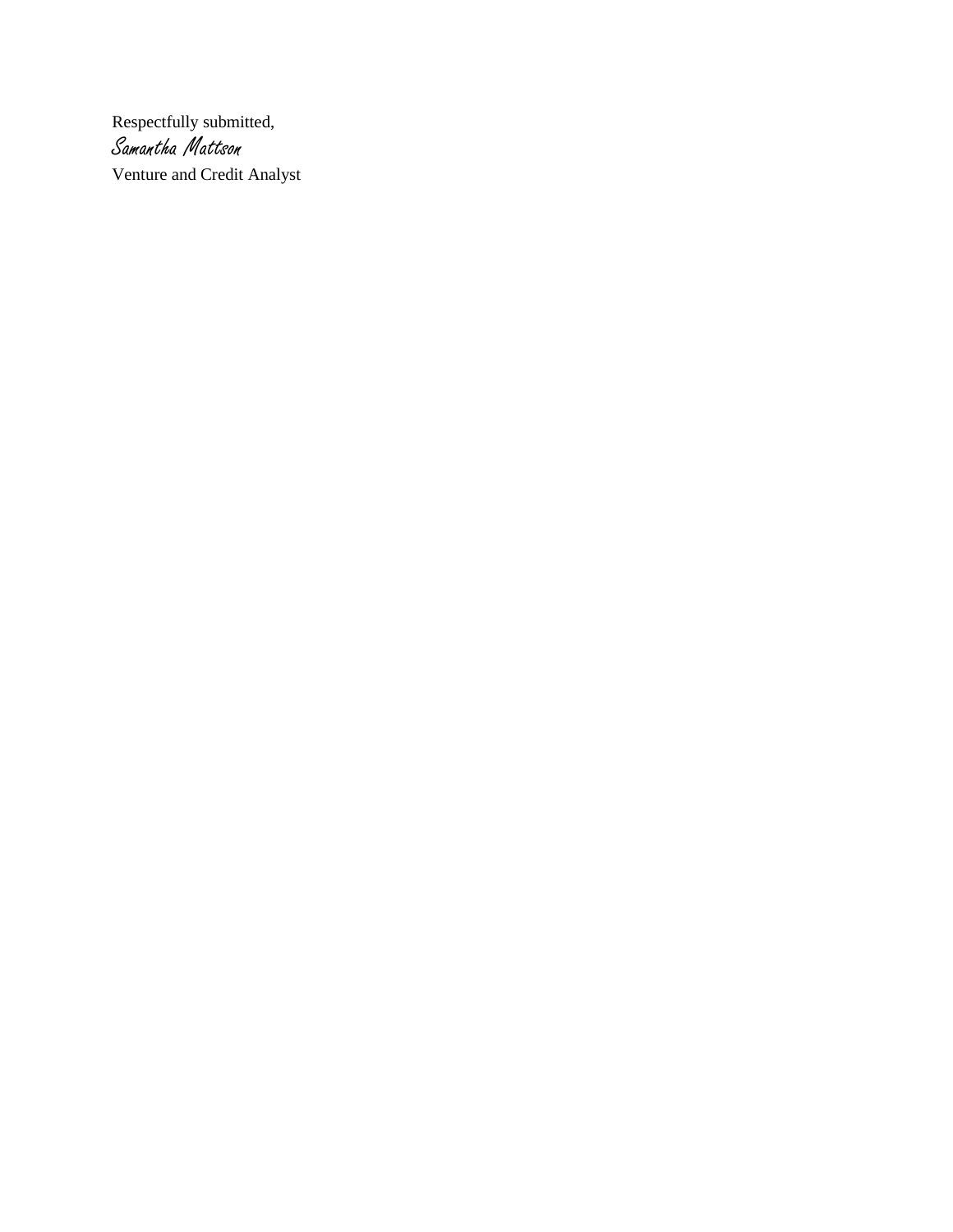Respectfully submitted,

*Samantha Mattson*

Venture and Credit Analyst